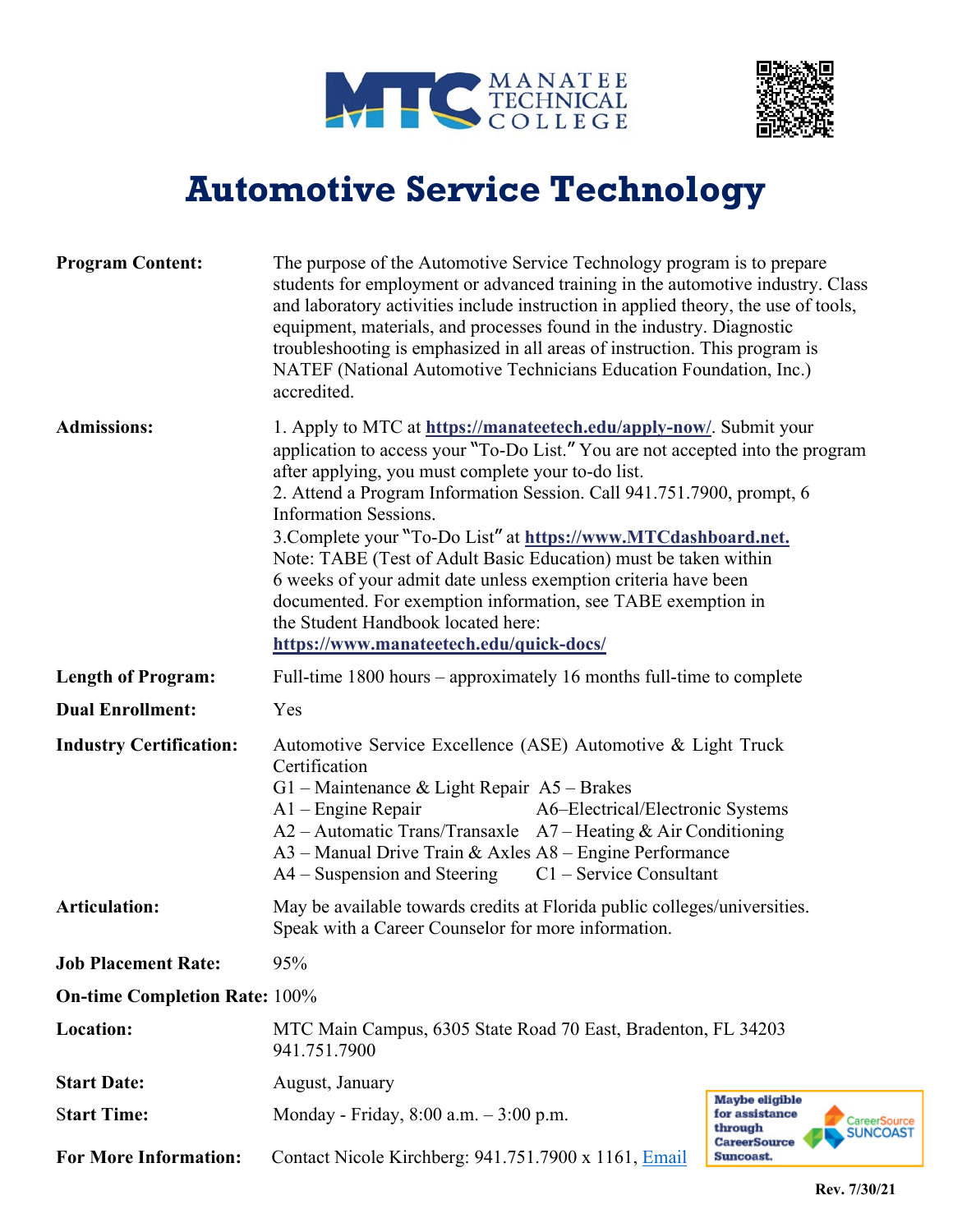MANATEE TECHNICAL COLLEGE

# Automotive Service Technology

**Program Content:** The purpose of the Automotive Service Technology program is to prepare students for employment or advanced training in the automotive industry. Class and laboratory activities include instruction in applied theory, the use of tools, equipment, materials, and processes found in the industry. Diagnostic troubleshooting is emphasized in all areas of instruction. This program is NATEF (National Automotive Technicians Education Foundation, Inc.) accredited.

**Admissions:**

1. Apply to MTC at **https://manateetech.edu/apply-now/**. Submit your application to access your "To-Do List." You are not accepted into the program after applying, you must complete your to-do list.
2. Attend a Program Information Session. Call 941.751.7900, prompt, 6 Information Sessions.
3. Complete your "To-Do List" at **https://www.MTCdashboard.net.**

Note: TABE (Test of Adult Basic Education) must be taken within 6 weeks of your admit date unless exemption criteria have been documented. For exemption information, see TABE exemption in the Student Handbook located here: **https://www.manateetech.edu/quick-docs/**

**Length of Program:** Full-time 1800 hours – approximately 16 months full-time to complete

**Dual Enrollment:** Yes

**Industry Certification:** Automotive Service Excellence (ASE) Automotive & Light Truck Certification

- G1 – Maintenance & Light Repair
- A1 – Engine Repair
- A2 – Automatic Trans/Transaxle
- A3 – Manual Drive Train & Axles
- A4 – Suspension and Steering
- A5 – Brakes
- A6–Electrical/Electronic Systems
- A7 – Heating & Air Conditioning
- A8 – Engine Performance
- C1 – Service Consultant

**Articulation:** May be available towards credits at Florida public colleges/universities. Speak with a Career Counselor for more information.

**Job Placement Rate:** 95%

**On-time Completion Rate:** 100%

**Location:** MTC Main Campus, 6305 State Road 70 East, Bradenton, FL 34203 941.751.7900

**Start Date:** August, January

**Start Time:** Monday - Friday, 8:00 a.m. – 3:00 p.m.

**For More Information:** Contact Nicole Kirchberg: 941.751.7900 x 1161, Email

Maybe eligible for assistance through CareerSource Suncoast.

Rev. 7/30/21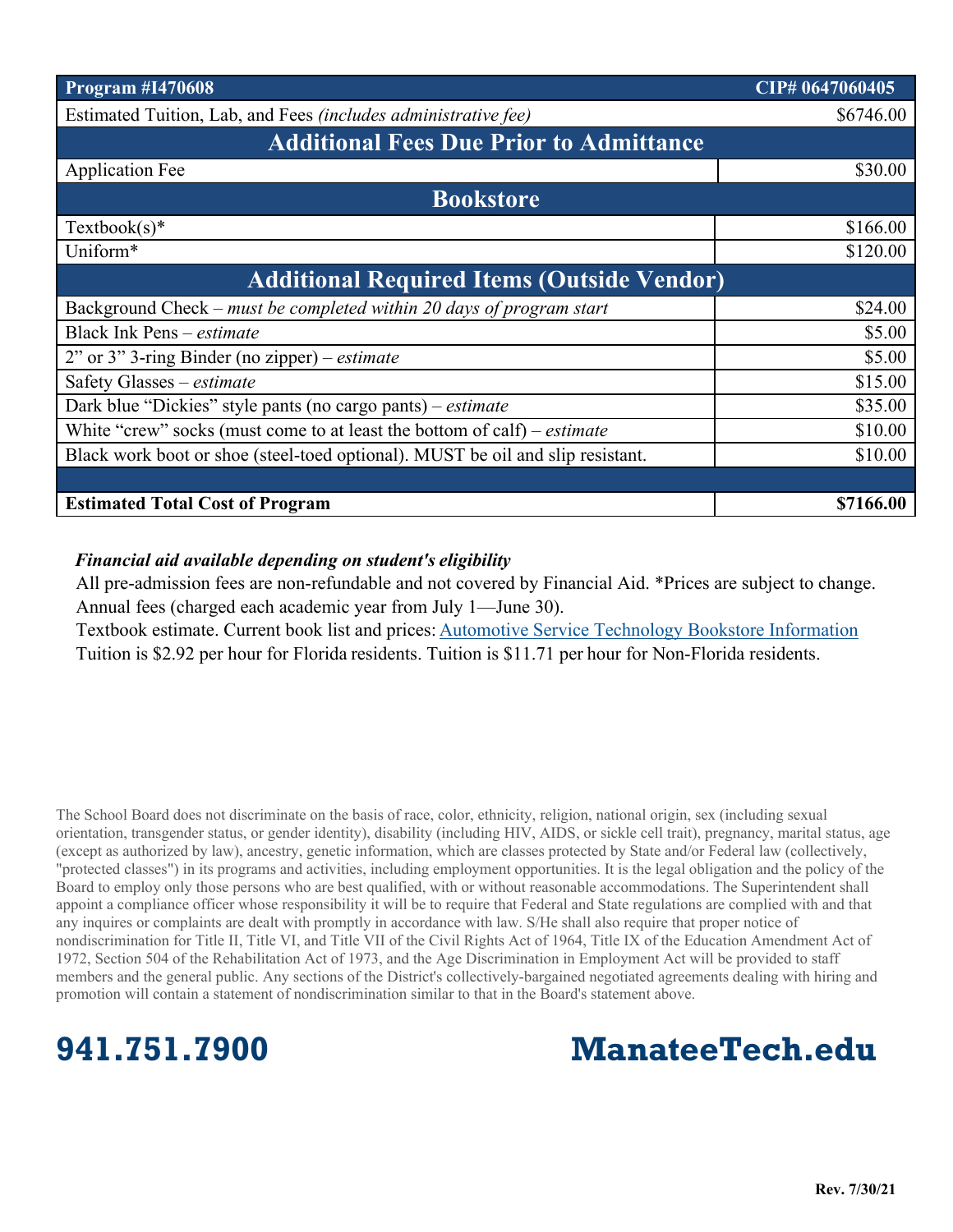| Program #I470608 | CIP# 0647060405 |
| --- | --- |
| Estimated Tuition, Lab, and Fees *(includes administrative fee)* | $6746.00 |
| **Additional Fees Due Prior to Admittance** | |
| Application Fee | $30.00 |
| **Bookstore** | |
| Textbook(s)* | $166.00 |
| Uniform* | $120.00 |
| **Additional Required Items (Outside Vendor)** | |
| Background Check – *must be completed within 20 days of program start* | $24.00 |
| Black Ink Pens – *estimate* | $5.00 |
| 2" or 3" 3-ring Binder (no zipper) – *estimate* | $5.00 |
| Safety Glasses – *estimate* | $15.00 |
| Dark blue "Dickies" style pants (no cargo pants) – *estimate* | $35.00 |
| White "crew" socks (must come to at least the bottom of calf) – *estimate* | $10.00 |
| Black work boot or shoe (steel-toed optional). MUST be oil and slip resistant. | $10.00 |
| | |
| **Estimated Total Cost of Program** | **$7166.00** |

***Financial aid available depending on student's eligibility***

All pre-admission fees are non-refundable and not covered by Financial Aid. *Prices are subject to change.
Annual fees (charged each academic year from July 1—June 30).
Textbook estimate. Current book list and prices: Automotive Service Technology Bookstore Information
Tuition is $2.92 per hour for Florida residents. Tuition is $11.71 per hour for Non-Florida residents.

The School Board does not discriminate on the basis of race, color, ethnicity, religion, national origin, sex (including sexual orientation, transgender status, or gender identity), disability (including HIV, AIDS, or sickle cell trait), pregnancy, marital status, age (except as authorized by law), ancestry, genetic information, which are classes protected by State and/or Federal law (collectively, "protected classes") in its programs and activities, including employment opportunities. It is the legal obligation and the policy of the Board to employ only those persons who are best qualified, with or without reasonable accommodations. The Superintendent shall appoint a compliance officer whose responsibility it will be to require that Federal and State regulations are complied with and that any inquires or complaints are dealt with promptly in accordance with law. S/He shall also require that proper notice of nondiscrimination for Title II, Title VI, and Title VII of the Civil Rights Act of 1964, Title IX of the Education Amendment Act of 1972, Section 504 of the Rehabilitation Act of 1973, and the Age Discrimination in Employment Act will be provided to staff members and the general public. Any sections of the District's collectively-bargained negotiated agreements dealing with hiring and promotion will contain a statement of nondiscrimination similar to that in the Board's statement above.

**941.751.7900** **ManateeTech.edu**

Rev. 7/30/21